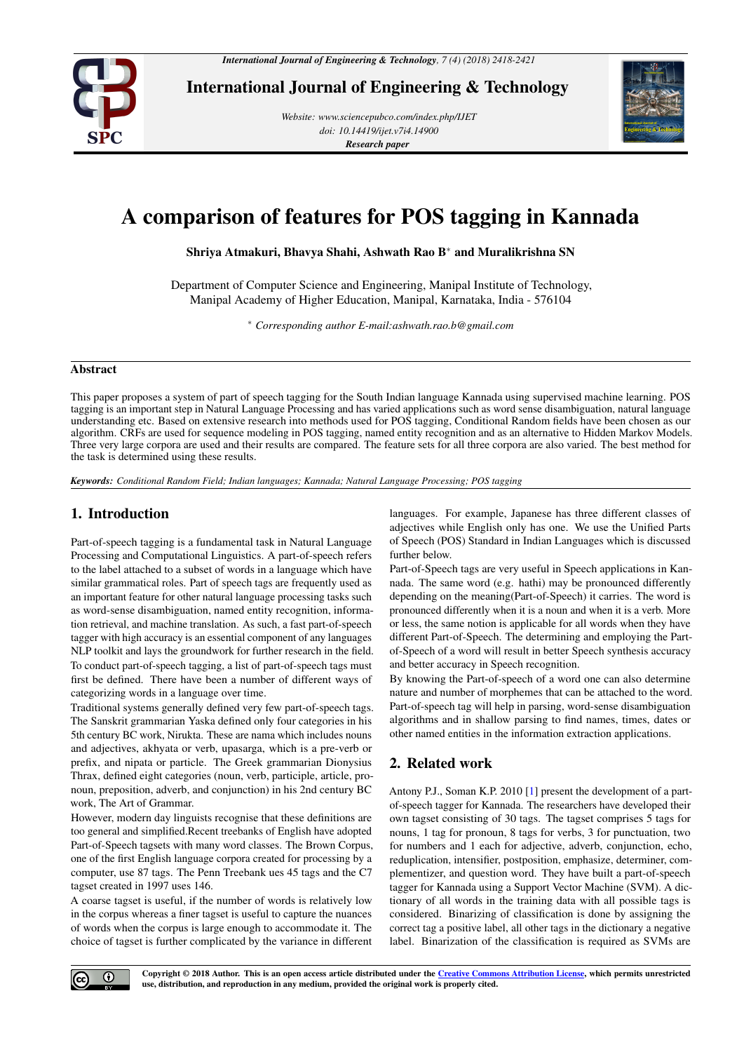# A comparison of features for POS tagging in Kannada

**Shriya Atmakuri, Bhavya Shahi, Ashwath Rao B\* and Muralikrishna SN**

Department of Computer Science and Engineering, Manipal Institute of Technology,
Manipal Academy of Higher Education, Manipal, Karnataka, India - 576104

\* *Corresponding author E-mail:ashwath.rao.b@gmail.com*

## Abstract

This paper proposes a system of part of speech tagging for the South Indian language Kannada using supervised machine learning. POS tagging is an important step in Natural Language Processing and has varied applications such as word sense disambiguation, natural language understanding etc. Based on extensive research into methods used for POS tagging, Conditional Random fields have been chosen as our algorithm. CRFs are used for sequence modeling in POS tagging, named entity recognition and as an alternative to Hidden Markov Models. Three very large corpora are used and their results are compared. The feature sets for all three corpora are also varied. The best method for the task is determined using these results.

***Keywords:*** *Conditional Random Field; Indian languages; Kannada; Natural Language Processing; POS tagging*

## 1. Introduction

Part-of-speech tagging is a fundamental task in Natural Language Processing and Computational Linguistics. A part-of-speech refers to the label attached to a subset of words in a language which have similar grammatical roles. Part of speech tags are frequently used as an important feature for other natural language processing tasks such as word-sense disambiguation, named entity recognition, information retrieval, and machine translation. As such, a fast part-of-speech tagger with high accuracy is an essential component of any languages NLP toolkit and lays the groundwork for further research in the field.

To conduct part-of-speech tagging, a list of part-of-speech tags must first be defined. There have been a number of different ways of categorizing words in a language over time.

Traditional systems generally defined very few part-of-speech tags. The Sanskrit grammarian Yaska defined only four categories in his 5th century BC work, Nirukta. These are nama which includes nouns and adjectives, akhyata or verb, upasarga, which is a pre-verb or prefix, and nipata or particle. The Greek grammarian Dionysius Thrax, defined eight categories (noun, verb, participle, article, pronoun, preposition, adverb, and conjunction) in his 2nd century BC work, The Art of Grammar.

However, modern day linguists recognise that these definitions are too general and simplified.Recent treebanks of English have adopted Part-of-Speech tagsets with many word classes. The Brown Corpus, one of the first English language corpora created for processing by a computer, use 87 tags. The Penn Treebank ues 45 tags and the C7 tagset created in 1997 uses 146.

A coarse tagset is useful, if the number of words is relatively low in the corpus whereas a finer tagset is useful to capture the nuances of words when the corpus is large enough to accommodate it. The choice of tagset is further complicated by the variance in different languages. For example, Japanese has three different classes of adjectives while English only has one. We use the Unified Parts of Speech (POS) Standard in Indian Languages which is discussed further below.

Part-of-Speech tags are very useful in Speech applications in Kannada. The same word (e.g. hathi) may be pronounced differently depending on the meaning(Part-of-Speech) it carries. The word is pronounced differently when it is a noun and when it is a verb. More or less, the same notion is applicable for all words when they have different Part-of-Speech. The determining and employing the Part-of-Speech of a word will result in better Speech synthesis accuracy and better accuracy in Speech recognition.

By knowing the Part-of-speech of a word one can also determine nature and number of morphemes that can be attached to the word. Part-of-speech tag will help in parsing, word-sense disambiguation algorithms and in shallow parsing to find names, times, dates or other named entities in the information extraction applications.

## 2. Related work

Antony P.J., Soman K.P. 2010 [1] present the development of a part-of-speech tagger for Kannada. The researchers have developed their own tagset consisting of 30 tags. The tagset comprises 5 tags for nouns, 1 tag for pronoun, 8 tags for verbs, 3 for punctuation, two for numbers and 1 each for adjective, adverb, conjunction, echo, reduplication, intensifier, postposition, emphasize, determiner, complementizer, and question word. They have built a part-of-speech tagger for Kannada using a Support Vector Machine (SVM). A dictionary of all words in the training data with all possible tags is considered. Binarizing of classification is done by assigning the correct tag a positive label, all other tags in the dictionary a negative label. Binarization of the classification is required as SVMs are

**Copyright © 2018 Author. This is an open access article distributed under the Creative Commons Attribution License, which permits unrestricted use, distribution, and reproduction in any medium, provided the original work is properly cited.**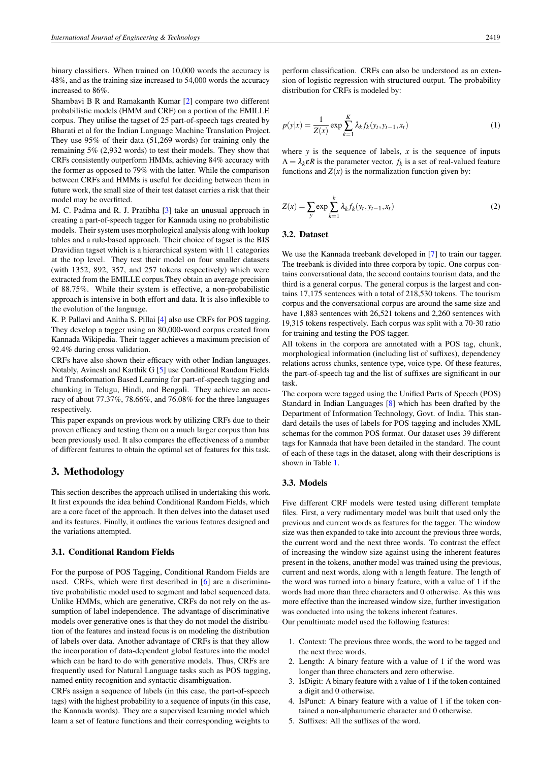binary classifiers. When trained on 10,000 words the accuracy is 48%, and as the training size increased to 54,000 words the accuracy increased to 86%.

Shambavi B R and Ramakanth Kumar [2] compare two different probabilistic models (HMM and CRF) on a portion of the EMILLE corpus. They utilise the tagset of 25 part-of-speech tags created by Bharati et al for the Indian Language Machine Translation Project. They use 95% of their data (51,269 words) for training only the remaining 5% (2,932 words) to test their models. They show that CRFs consistently outperform HMMs, achieving 84% accuracy with the former as opposed to 79% with the latter. While the comparison between CRFs and HMMs is useful for deciding between them in future work, the small size of their test dataset carries a risk that their model may be overfitted.

M. C. Padma and R. J. Pratibha [3] take an unusual approach in creating a part-of-speech tagger for Kannada using no probabilistic models. Their system uses morphological analysis along with lookup tables and a rule-based approach. Their choice of tagset is the BIS Dravidian tagset which is a hierarchical system with 11 categories at the top level. They test their model on four smaller datasets (with 1352, 892, 357, and 257 tokens respectively) which were extracted from the EMILLE corpus.They obtain an average precision of 88.75%. While their system is effective, a non-probabilistic approach is intensive in both effort and data. It is also inflexible to the evolution of the language.

K. P. Pallavi and Anitha S. Pillai [4] also use CRFs for POS tagging. They develop a tagger using an 80,000-word corpus created from Kannada Wikipedia. Their tagger achieves a maximum precision of 92.4% during cross validation.

CRFs have also shown their efficacy with other Indian languages. Notably, Avinesh and Karthik G [5] use Conditional Random Fields and Transformation Based Learning for part-of-speech tagging and chunking in Telugu, Hindi, and Bengali. They achieve an accuracy of about 77.37%, 78.66%, and 76.08% for the three languages respectively.

This paper expands on previous work by utilizing CRFs due to their proven efficacy and testing them on a much larger corpus than has been previously used. It also compares the effectiveness of a number of different features to obtain the optimal set of features for this task.

## 3. Methodology

This section describes the approach utilised in undertaking this work. It first expounds the idea behind Conditional Random Fields, which are a core facet of the approach. It then delves into the dataset used and its features. Finally, it outlines the various features designed and the variations attempted.

### 3.1. Conditional Random Fields

For the purpose of POS Tagging, Conditional Random Fields are used. CRFs, which were first described in [6] are a discriminative probabilistic model used to segment and label sequenced data. Unlike HMMs, which are generative, CRFs do not rely on the assumption of label independence. The advantage of discriminative models over generative ones is that they do not model the distribution of the features and instead focus is on modeling the distribution of labels over data. Another advantage of CRFs is that they allow the incorporation of data-dependent global features into the model which can be hard to do with generative models. Thus, CRFs are frequently used for Natural Language tasks such as POS tagging, named entity recognition and syntactic disambiguation.

CRFs assign a sequence of labels (in this case, the part-of-speech tags) with the highest probability to a sequence of inputs (in this case, the Kannada words). They are a supervised learning model which learn a set of feature functions and their corresponding weights to perform classification. CRFs can also be understood as an extension of logistic regression with structured output. The probability distribution for CRFs is modeled by:

$$p(y|x) = \frac{1}{Z(x)} \exp \sum_{k=1}^{K} \lambda_k f_k(y_t, y_{t-1}, x_t) \quad (1)$$

where $y$ is the sequence of labels, $x$ is the sequence of inputs $\Lambda = \lambda_k \varepsilon R$ is the parameter vector, $f_k$ is a set of real-valued feature functions and $Z(x)$ is the normalization function given by:

$$Z(x) = \sum_{y} \exp \sum_{k=1}^{k} \lambda_k f_k(y_t, y_{t-1}, x_t) \quad (2)$$

### 3.2. Dataset

We use the Kannada treebank developed in [7] to train our tagger. The treebank is divided into three corpora by topic. One corpus contains conversational data, the second contains tourism data, and the third is a general corpus. The general corpus is the largest and contains 17,175 sentences with a total of 218,530 tokens. The tourism corpus and the conversational corpus are around the same size and have 1,883 sentences with 26,521 tokens and 2,260 sentences with 19,315 tokens respectively. Each corpus was split with a 70-30 ratio for training and testing the POS tagger.

All tokens in the corpora are annotated with a POS tag, chunk, morphological information (including list of suffixes), dependency relations across chunks, sentence type, voice type. Of these features, the part-of-speech tag and the list of suffixes are significant in our task.

The corpora were tagged using the Unified Parts of Speech (POS) Standard in Indian Languages [8] which has been drafted by the Department of Information Technology, Govt. of India. This standard details the uses of labels for POS tagging and includes XML schemas for the common POS format. Our dataset uses 39 different tags for Kannada that have been detailed in the standard. The count of each of these tags in the dataset, along with their descriptions is shown in Table 1.

### 3.3. Models

Five different CRF models were tested using different template files. First, a very rudimentary model was built that used only the previous and current words as features for the tagger. The window size was then expanded to take into account the previous three words, the current word and the next three words. To contrast the effect of increasing the window size against using the inherent features present in the tokens, another model was trained using the previous, current and next words, along with a length feature. The length of the word was turned into a binary feature, with a value of 1 if the words had more than three characters and 0 otherwise. As this was more effective than the increased window size, further investigation was conducted into using the tokens inherent features.

Our penultimate model used the following features:

1. Context: The previous three words, the word to be tagged and the next three words.
2. Length: A binary feature with a value of 1 if the word was longer than three characters and zero otherwise.
3. IsDigit: A binary feature with a value of 1 if the token contained a digit and 0 otherwise.
4. IsPunct: A binary feature with a value of 1 if the token contained a non-alphanumeric character and 0 otherwise.
5. Suffixes: All the suffixes of the word.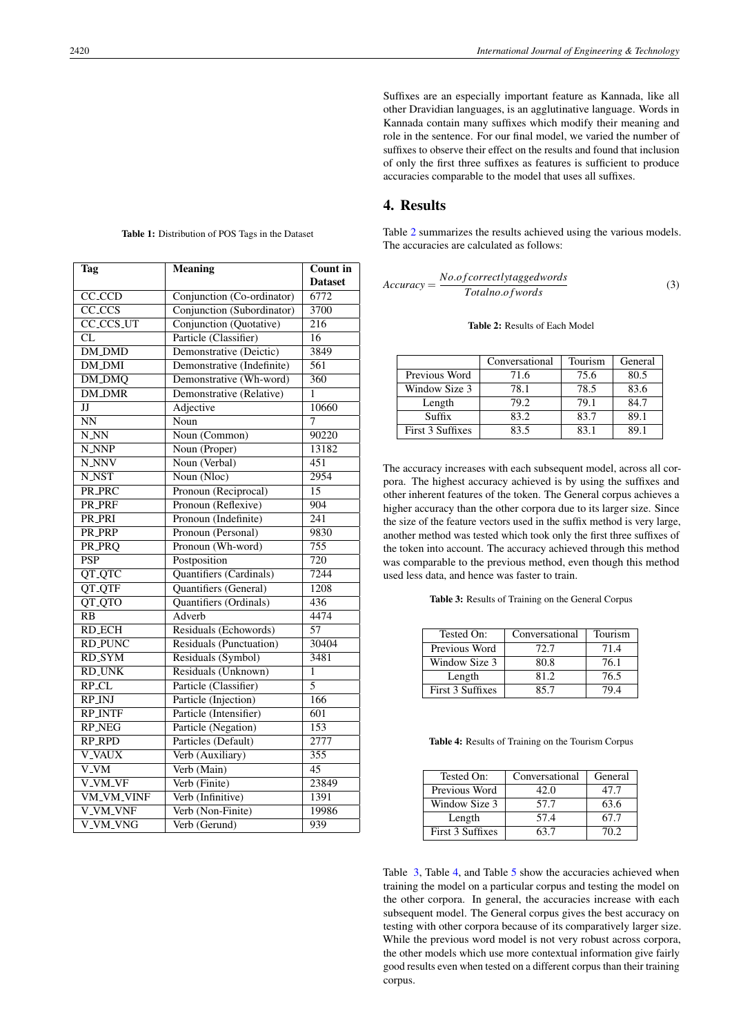Table 1: Distribution of POS Tags in the Dataset

| Tag | Meaning | Count in Dataset |
|---|---|---|
| CC_CCD | Conjunction (Co-ordinator) | 6772 |
| CC_CCS | Conjunction (Subordinator) | 3700 |
| CC_CCS_UT | Conjunction (Quotative) | 216 |
| CL | Particle (Classifier) | 16 |
| DM_DMD | Demonstrative (Deictic) | 3849 |
| DM_DMI | Demonstrative (Indefinite) | 561 |
| DM_DMQ | Demonstrative (Wh-word) | 360 |
| DM_DMR | Demonstrative (Relative) | 1 |
| JJ | Adjective | 10660 |
| NN | Noun | 7 |
| N_NN | Noun (Common) | 90220 |
| N_NNP | Noun (Proper) | 13182 |
| N_NNV | Noun (Verbal) | 451 |
| N_NST | Noun (Nloc) | 2954 |
| PR_PRC | Pronoun (Reciprocal) | 15 |
| PR_PRF | Pronoun (Reflexive) | 904 |
| PR_PRI | Pronoun (Indefinite) | 241 |
| PR_PRP | Pronoun (Personal) | 9830 |
| PR_PRQ | Pronoun (Wh-word) | 755 |
| PSP | Postposition | 720 |
| QT_QTC | Quantifiers (Cardinals) | 7244 |
| QT_QTF | Quantifiers (General) | 1208 |
| QT_QTO | Quantifiers (Ordinals) | 436 |
| RB | Adverb | 4474 |
| RD_ECH | Residuals (Echowords) | 57 |
| RD_PUNC | Residuals (Punctuation) | 30404 |
| RD_SYM | Residuals (Symbol) | 3481 |
| RD_UNK | Residuals (Unknown) | 1 |
| RP_CL | Particle (Classifier) | 5 |
| RP_INJ | Particle (Injection) | 166 |
| RP_INTF | Particle (Intensifier) | 601 |
| RP_NEG | Particle (Negation) | 153 |
| RP_RPD | Particles (Default) | 2777 |
| V_VAUX | Verb (Auxiliary) | 355 |
| V_VM | Verb (Main) | 45 |
| V_VM_VF | Verb (Finite) | 23849 |
| VM_VM_VINF | Verb (Infinitive) | 1391 |
| V_VM_VNF | Verb (Non-Finite) | 19986 |
| V_VM_VNG | Verb (Gerund) | 939 |

Suffixes are an especially important feature as Kannada, like all other Dravidian languages, is an agglutinative language. Words in Kannada contain many suffixes which modify their meaning and role in the sentence. For our final model, we varied the number of suffixes to observe their effect on the results and found that inclusion of only the first three suffixes as features is sufficient to produce accuracies comparable to the model that uses all suffixes.

## 4. Results

Table 2 summarizes the results achieved using the various models. The accuracies are calculated as follows:

$$Accuracy = \frac{No.of correctly tagged words}{Total no.of words} \tag{3}$$

Table 2: Results of Each Model

| | Conversational | Tourism | General |
|---|---|---|---|
| Previous Word | 71.6 | 75.6 | 80.5 |
| Window Size 3 | 78.1 | 78.5 | 83.6 |
| Length | 79.2 | 79.1 | 84.7 |
| Suffix | 83.2 | 83.7 | 89.1 |
| First 3 Suffixes | 83.5 | 83.1 | 89.1 |

The accuracy increases with each subsequent model, across all corpora. The highest accuracy achieved is by using the suffixes and other inherent features of the token. The General corpus achieves a higher accuracy than the other corpora due to its larger size. Since the size of the feature vectors used in the suffix method is very large, another method was tested which took only the first three suffixes of the token into account. The accuracy achieved through this method was comparable to the previous method, even though this method used less data, and hence was faster to train.

Table 3: Results of Training on the General Corpus

| Tested On: | Conversational | Tourism |
|---|---|---|
| Previous Word | 72.7 | 71.4 |
| Window Size 3 | 80.8 | 76.1 |
| Length | 81.2 | 76.5 |
| First 3 Suffixes | 85.7 | 79.4 |

Table 4: Results of Training on the Tourism Corpus

| Tested On: | Conversational | General |
|---|---|---|
| Previous Word | 42.0 | 47.7 |
| Window Size 3 | 57.7 | 63.6 |
| Length | 57.4 | 67.7 |
| First 3 Suffixes | 63.7 | 70.2 |

Table 3, Table 4, and Table 5 show the accuracies achieved when training the model on a particular corpus and testing the model on the other corpora. In general, the accuracies increase with each subsequent model. The General corpus gives the best accuracy on testing with other corpora because of its comparatively larger size. While the previous word model is not very robust across corpora, the other models which use more contextual information give fairly good results even when tested on a different corpus than their training corpus.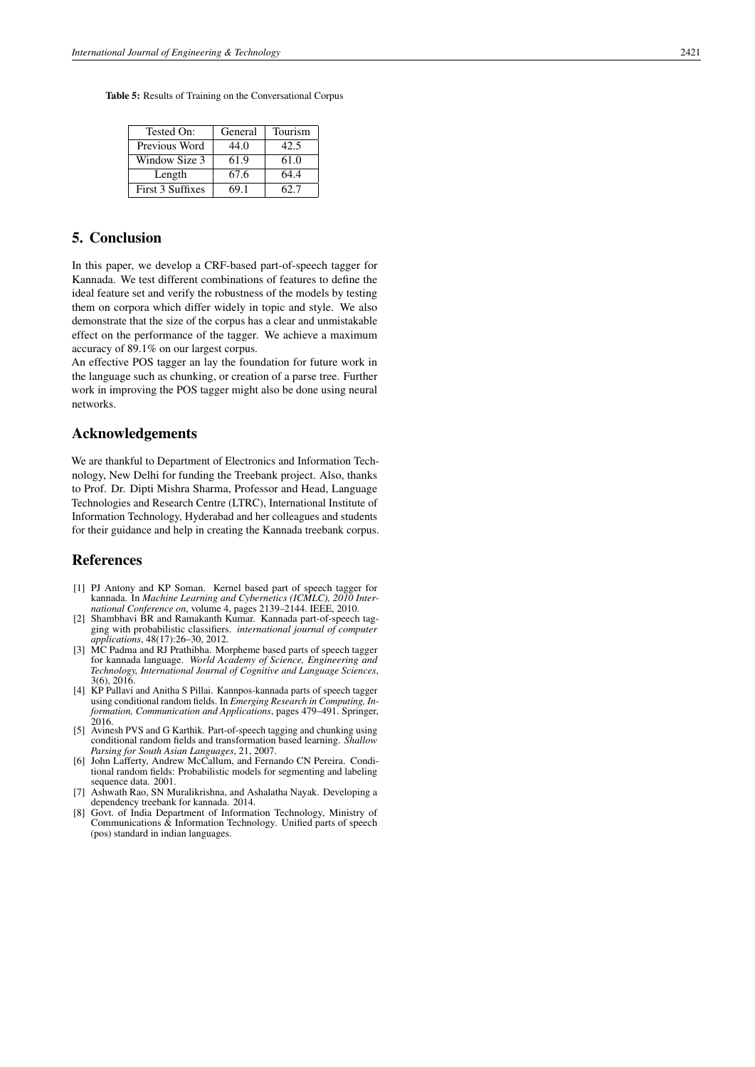**Table 5:** Results of Training on the Conversational Corpus

| Tested On: | General | Tourism |
|---|---|---|
| Previous Word | 44.0 | 42.5 |
| Window Size 3 | 61.9 | 61.0 |
| Length | 67.6 | 64.4 |
| First 3 Suffixes | 69.1 | 62.7 |

## 5. Conclusion

In this paper, we develop a CRF-based part-of-speech tagger for Kannada. We test different combinations of features to define the ideal feature set and verify the robustness of the models by testing them on corpora which differ widely in topic and style. We also demonstrate that the size of the corpus has a clear and unmistakable effect on the performance of the tagger. We achieve a maximum accuracy of 89.1% on our largest corpus.

An effective POS tagger an lay the foundation for future work in the language such as chunking, or creation of a parse tree. Further work in improving the POS tagger might also be done using neural networks.

## Acknowledgements

We are thankful to Department of Electronics and Information Technology, New Delhi for funding the Treebank project. Also, thanks to Prof. Dr. Dipti Mishra Sharma, Professor and Head, Language Technologies and Research Centre (LTRC), International Institute of Information Technology, Hyderabad and her colleagues and students for their guidance and help in creating the Kannada treebank corpus.

## References

[1] PJ Antony and KP Soman. Kernel based part of speech tagger for kannada. In *Machine Learning and Cybernetics (ICMLC), 2010 International Conference on*, volume 4, pages 2139–2144. IEEE, 2010.

[2] Shambhavi BR and Ramakanth Kumar. Kannada part-of-speech tagging with probabilistic classifiers. *international journal of computer applications*, 48(17):26–30, 2012.

[3] MC Padma and RJ Prathibha. Morpheme based parts of speech tagger for kannada language. *World Academy of Science, Engineering and Technology, International Journal of Cognitive and Language Sciences*, 3(6), 2016.

[4] KP Pallavi and Anitha S Pillai. Kannpos-kannada parts of speech tagger using conditional random fields. In *Emerging Research in Computing, Information, Communication and Applications*, pages 479–491. Springer, 2016.

[5] Avinesh PVS and G Karthik. Part-of-speech tagging and chunking using conditional random fields and transformation based learning. *Shallow Parsing for South Asian Languages*, 21, 2007.

[6] John Lafferty, Andrew McCallum, and Fernando CN Pereira. Conditional random fields: Probabilistic models for segmenting and labeling sequence data. 2001.

[7] Ashwath Rao, SN Muralikrishna, and Ashalatha Nayak. Developing a dependency treebank for kannada. 2014.

[8] Govt. of India Department of Information Technology, Ministry of Communications & Information Technology. Unified parts of speech (pos) standard in indian languages.